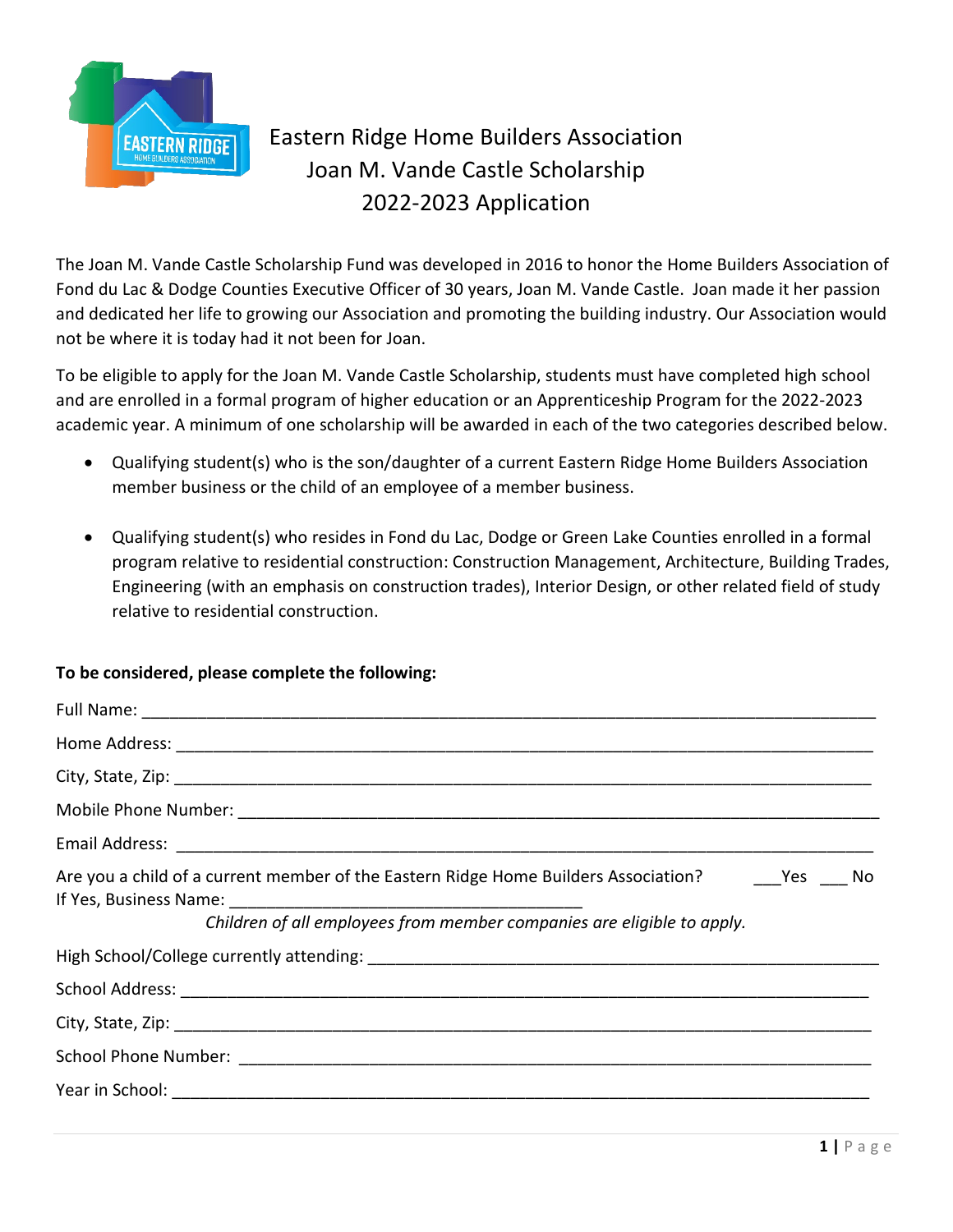# Eastern Ridge Home Builders Association
## Joan M. Vande Castle Scholarship
## 2022-2023 Application

The Joan M. Vande Castle Scholarship Fund was developed in 2016 to honor the Home Builders Association of Fond du Lac & Dodge Counties Executive Officer of 30 years, Joan M. Vande Castle. Joan made it her passion and dedicated her life to growing our Association and promoting the building industry. Our Association would not be where it is today had it not been for Joan.

To be eligible to apply for the Joan M. Vande Castle Scholarship, students must have completed high school and are enrolled in a formal program of higher education or an Apprenticeship Program for the 2022-2023 academic year. A minimum of one scholarship will be awarded in each of the two categories described below.

- Qualifying student(s) who is the son/daughter of a current Eastern Ridge Home Builders Association member business or the child of an employee of a member business.
- Qualifying student(s) who resides in Fond du Lac, Dodge or Green Lake Counties enrolled in a formal program relative to residential construction: Construction Management, Architecture, Building Trades, Engineering (with an emphasis on construction trades), Interior Design, or other related field of study relative to residential construction.

**To be considered, please complete the following:**

Full Name: ______________________________________________________________________________

Home Address: ___________________________________________________________________________

City, State, Zip: _________________________________________________________________________

Mobile Phone Number: _____________________________________________________________________

Email Address: __________________________________________________________________________

Are you a child of a current member of the Eastern Ridge Home Builders Association? ___Yes ___ No

If Yes, Business Name: ______________________________________

*Children of all employees from member companies are eligible to apply.*

High School/College currently attending: ___________________________________________________

School Address: __________________________________________________________________________

City, State, Zip: _________________________________________________________________________

School Phone Number: ______________________________________________________________________

Year in School: __________________________________________________________________________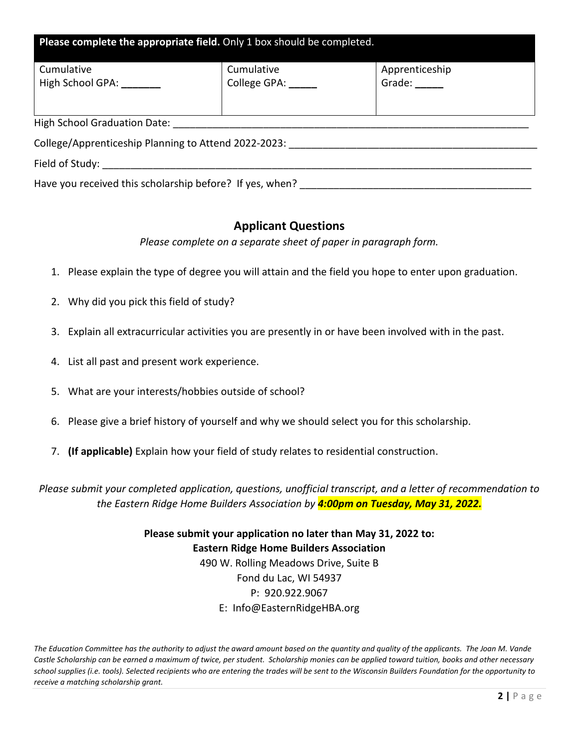| **Please complete the appropriate field.** Only 1 box should be completed. | | |
|---|---|---|
| Cumulative<br>High School GPA: _______ | Cumulative<br>College GPA: _____ | Apprenticeship<br>Grade: _____ |

High School Graduation Date: ___________________________________________________________________

College/Apprenticeship Planning to Attend 2022-2023: ____________________________________________

Field of Study: _____________________________________________________________________________

Have you received this scholarship before? If yes, when? ________________________________________

## Applicant Questions

*Please complete on a separate sheet of paper in paragraph form.*

1. Please explain the type of degree you will attain and the field you hope to enter upon graduation.
2. Why did you pick this field of study?
3. Explain all extracurricular activities you are presently in or have been involved with in the past.
4. List all past and present work experience.
5. What are your interests/hobbies outside of school?
6. Please give a brief history of yourself and why we should select you for this scholarship.
7. **(If applicable)** Explain how your field of study relates to residential construction.

*Please submit your completed application, questions, unofficial transcript, and a letter of recommendation to the Eastern Ridge Home Builders Association by **4:00pm on Tuesday, May 31, 2022.***

**Please submit your application no later than May 31, 2022 to:**
**Eastern Ridge Home Builders Association**
490 W. Rolling Meadows Drive, Suite B
Fond du Lac, WI 54937
P: 920.922.9067
E: Info@EasternRidgeHBA.org

*The Education Committee has the authority to adjust the award amount based on the quantity and quality of the applicants. The Joan M. Vande Castle Scholarship can be earned a maximum of twice, per student. Scholarship monies can be applied toward tuition, books and other necessary school supplies (i.e. tools). Selected recipients who are entering the trades will be sent to the Wisconsin Builders Foundation for the opportunity to receive a matching scholarship grant.*